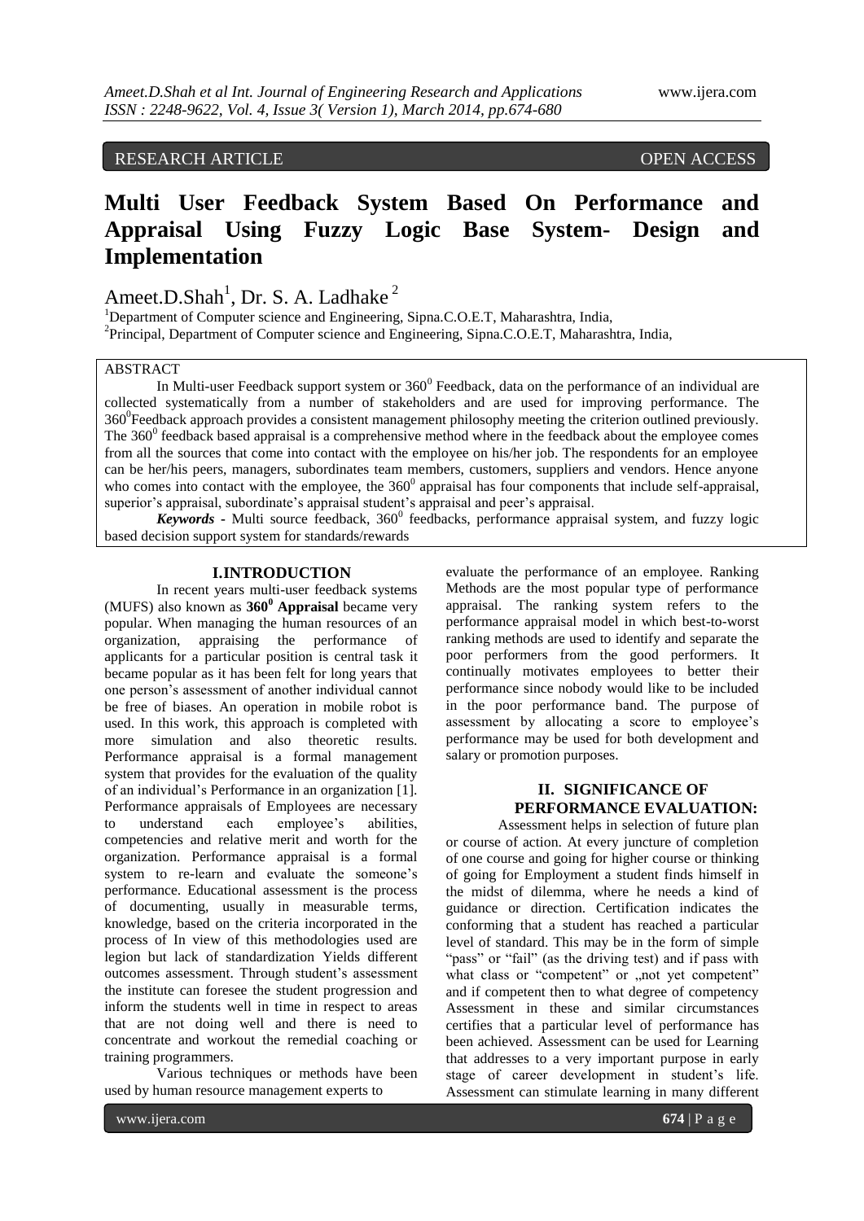RESEARCH ARTICLE OPEN ACCESS

# Multi User Feedback System Based On Performance and Appraisal Using Fuzzy Logic Base System- Design and Implementation

Ameet.D.Shah[1], Dr. S. A. Ladhake [2]

[1]Department of Computer science and Engineering, Sipna.C.O.E.T, Maharashtra, India,
[2]Principal, Department of Computer science and Engineering, Sipna.C.O.E.T, Maharashtra, India,

## ABSTRACT

In Multi-user Feedback support system or $360^0$ Feedback, data on the performance of an individual are collected systematically from a number of stakeholders and are used for improving performance. The $360^0$Feedback approach provides a consistent management philosophy meeting the criterion outlined previously. The $360^0$ feedback based appraisal is a comprehensive method where in the feedback about the employee comes from all the sources that come into contact with the employee on his/her job. The respondents for an employee can be her/his peers, managers, subordinates team members, customers, suppliers and vendors. Hence anyone who comes into contact with the employee, the $360^0$ appraisal has four components that include self-appraisal, superior's appraisal, subordinate's appraisal student's appraisal and peer's appraisal.

***Keywords*** **-** Multi source feedback, $360^0$ feedbacks, performance appraisal system, and fuzzy logic based decision support system for standards/rewards

## I.INTRODUCTION

In recent years multi-user feedback systems (MUFS) also known as **$360^0$ Appraisal** became very popular. When managing the human resources of an organization, appraising the performance of applicants for a particular position is central task it became popular as it has been felt for long years that one person's assessment of another individual cannot be free of biases. An operation in mobile robot is used. In this work, this approach is completed with more simulation and also theoretic results. Performance appraisal is a formal management system that provides for the evaluation of the quality of an individual's Performance in an organization [1]. Performance appraisals of Employees are necessary to understand each employee's abilities, competencies and relative merit and worth for the organization. Performance appraisal is a formal system to re-learn and evaluate the someone's performance. Educational assessment is the process of documenting, usually in measurable terms, knowledge, based on the criteria incorporated in the process of In view of this methodologies used are legion but lack of standardization Yields different outcomes assessment. Through student's assessment the institute can foresee the student progression and inform the students well in time in respect to areas that are not doing well and there is need to concentrate and workout the remedial coaching or training programmers.

Various techniques or methods have been used by human resource management experts to evaluate the performance of an employee. Ranking Methods are the most popular type of performance appraisal. The ranking system refers to the performance appraisal model in which best-to-worst ranking methods are used to identify and separate the poor performers from the good performers. It continually motivates employees to better their performance since nobody would like to be included in the poor performance band. The purpose of assessment by allocating a score to employee's performance may be used for both development and salary or promotion purposes.

## II. SIGNIFICANCE OF PERFORMANCE EVALUATION:

Assessment helps in selection of future plan or course of action. At every juncture of completion of one course and going for higher course or thinking of going for Employment a student finds himself in the midst of dilemma, where he needs a kind of guidance or direction. Certification indicates the conforming that a student has reached a particular level of standard. This may be in the form of simple "pass" or "fail" (as the driving test) and if pass with what class or "competent" or „not yet competent" and if competent then to what degree of competency Assessment in these and similar circumstances certifies that a particular level of performance has been achieved. Assessment can be used for Learning that addresses to a very important purpose in early stage of career development in student's life. Assessment can stimulate learning in many different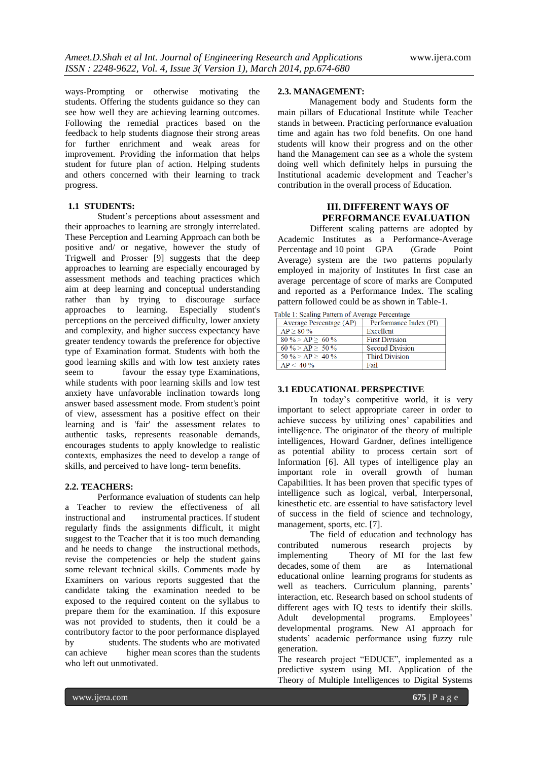ways-Prompting or otherwise motivating the students. Offering the students guidance so they can see how well they are achieving learning outcomes. Following the remedial practices based on the feedback to help students diagnose their strong areas for further enrichment and weak areas for improvement. Providing the information that helps student for future plan of action. Helping students and others concerned with their learning to track progress.

### 1.1 STUDENTS:

Student's perceptions about assessment and their approaches to learning are strongly interrelated. These Perception and Learning Approach can both be positive and/ or negative, however the study of Trigwell and Prosser [9] suggests that the deep approaches to learning are especially encouraged by assessment methods and teaching practices which aim at deep learning and conceptual understanding rather than by trying to discourage surface approaches to learning. Especially student's perceptions on the perceived difficulty, lower anxiety and complexity, and higher success expectancy have greater tendency towards the preference for objective type of Examination format. Students with both the good learning skills and with low test anxiety rates seem to favour the essay type Examinations, while students with poor learning skills and low test anxiety have unfavorable inclination towards long answer based assessment mode. From student's point of view, assessment has a positive effect on their learning and is 'fair' the assessment relates to authentic tasks, represents reasonable demands, encourages students to apply knowledge to realistic contexts, emphasizes the need to develop a range of skills, and perceived to have long- term benefits.

### 2.2. TEACHERS:

Performance evaluation of students can help a Teacher to review the effectiveness of all instructional and instrumental practices. If student regularly finds the assignments difficult, it might suggest to the Teacher that it is too much demanding and he needs to change the instructional methods, revise the competencies or help the student gains some relevant technical skills. Comments made by Examiners on various reports suggested that the candidate taking the examination needed to be exposed to the required content on the syllabus to prepare them for the examination. If this exposure was not provided to students, then it could be a contributory factor to the poor performance displayed by students. The students who are motivated can achieve higher mean scores than the students who left out unmotivated.

### 2.3. MANAGEMENT:

Management body and Students form the main pillars of Educational Institute while Teacher stands in between. Practicing performance evaluation time and again has two fold benefits. On one hand students will know their progress and on the other hand the Management can see as a whole the system doing well which definitely helps in pursuing the Institutional academic development and Teacher's contribution in the overall process of Education.

## III. DIFFERENT WAYS OF PERFORMANCE EVALUATION

Different scaling patterns are adopted by Academic Institutes as a Performance-Average Percentage and 10 point GPA (Grade Point Average) system are the two patterns popularly employed in majority of Institutes In first case an average percentage of score of marks are Computed and reported as a Performance Index. The scaling pattern followed could be as shown in Table-1.

Table 1: Scaling Pattern of Average Percentage

| Average Percentage (AP) | Performance Index (PI) |
|---|---|
| AP ≥ 80 % | Excellent |
| 80 % > AP ≥ 60 % | First Division |
| 60 % > AP ≥ 50 % | Second Division |
| 50 % > AP ≥ 40 % | Third Division |
| AP < 40 % | Fail |

### 3.1 EDUCATIONAL PERSPECTIVE

In today's competitive world, it is very important to select appropriate career in order to achieve success by utilizing ones' capabilities and intelligence. The originator of the theory of multiple intelligences, Howard Gardner, defines intelligence as potential ability to process certain sort of Information [6]. All types of intelligence play an important role in overall growth of human Capabilities. It has been proven that specific types of intelligence such as logical, verbal, Interpersonal, kinesthetic etc. are essential to have satisfactory level of success in the field of science and technology, management, sports, etc. [7].

The field of education and technology has contributed numerous research projects by implementing Theory of MI for the last few decades, some of them are as International educational online learning programs for students as well as teachers. Curriculum planning, parents' interaction, etc. Research based on school students of different ages with IQ tests to identify their skills. Adult developmental programs. Employees' developmental programs. New AI approach for students' academic performance using fuzzy rule generation.

The research project "EDUCE", implemented as a predictive system using MI. Application of the Theory of Multiple Intelligences to Digital Systems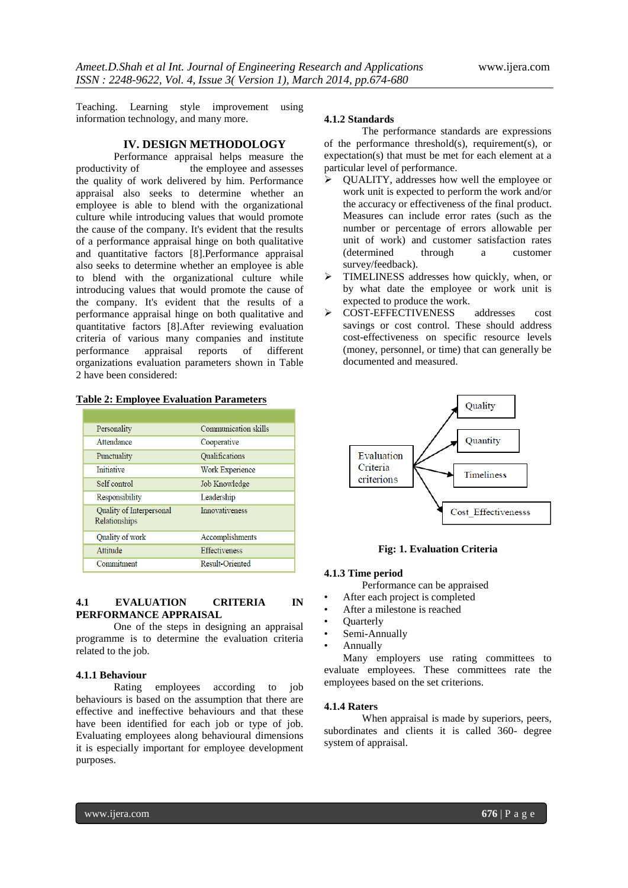Teaching. Learning style improvement using information technology, and many more.

## IV. DESIGN METHODOLOGY

Performance appraisal helps measure the productivity of the employee and assesses the quality of work delivered by him. Performance appraisal also seeks to determine whether an employee is able to blend with the organizational culture while introducing values that would promote the cause of the company. It's evident that the results of a performance appraisal hinge on both qualitative and quantitative factors [8].Performance appraisal also seeks to determine whether an employee is able to blend with the organizational culture while introducing values that would promote the cause of the company. It's evident that the results of a performance appraisal hinge on both qualitative and quantitative factors [8].After reviewing evaluation criteria of various many companies and institute performance appraisal reports of different organizations evaluation parameters shown in Table 2 have been considered:

**Table 2: Employee Evaluation Parameters**

| | |
|---|---|
| Personality | Communication skills |
| Attendance | Cooperative |
| Punctuality | Qualifications |
| Initiative | Work Experience |
| Self control | Job Knowledge |
| Responsibility | Leadership |
| Quality of Interpersonal Relationships | Innovativeness |
| Quality of work | Accomplishments |
| Attitude | Effectiveness |
| Commitment | Result-Oriented |

### 4.1 EVALUATION CRITERIA IN PERFORMANCE APPRAISAL

One of the steps in designing an appraisal programme is to determine the evaluation criteria related to the job.

#### 4.1.1 Behaviour

Rating employees according to job behaviours is based on the assumption that there are effective and ineffective behaviours and that these have been identified for each job or type of job. Evaluating employees along behavioural dimensions it is especially important for employee development purposes.

#### 4.1.2 Standards

The performance standards are expressions of the performance threshold(s), requirement(s), or expectation(s) that must be met for each element at a particular level of performance.

- QUALITY, addresses how well the employee or work unit is expected to perform the work and/or the accuracy or effectiveness of the final product. Measures can include error rates (such as the number or percentage of errors allowable per unit of work) and customer satisfaction rates (determined through a customer survey/feedback).
- TIMELINESS addresses how quickly, when, or by what date the employee or work unit is expected to produce the work.
- COST-EFFECTIVENESS addresses cost savings or cost control. These should address cost-effectiveness on specific resource levels (money, personnel, or time) that can generally be documented and measured.

Evaluation Criteria criterions → Quality; Quantity; Timeliness; Cost_Effectivenesss

**Fig: 1. Evaluation Criteria**

#### 4.1.3 Time period

Performance can be appraised

- After each project is completed
- After a milestone is reached
- Quarterly
- Semi-Annually
- Annually

Many employers use rating committees to evaluate employees. These committees rate the employees based on the set criterions.

#### 4.1.4 Raters

When appraisal is made by superiors, peers, subordinates and clients it is called 360- degree system of appraisal.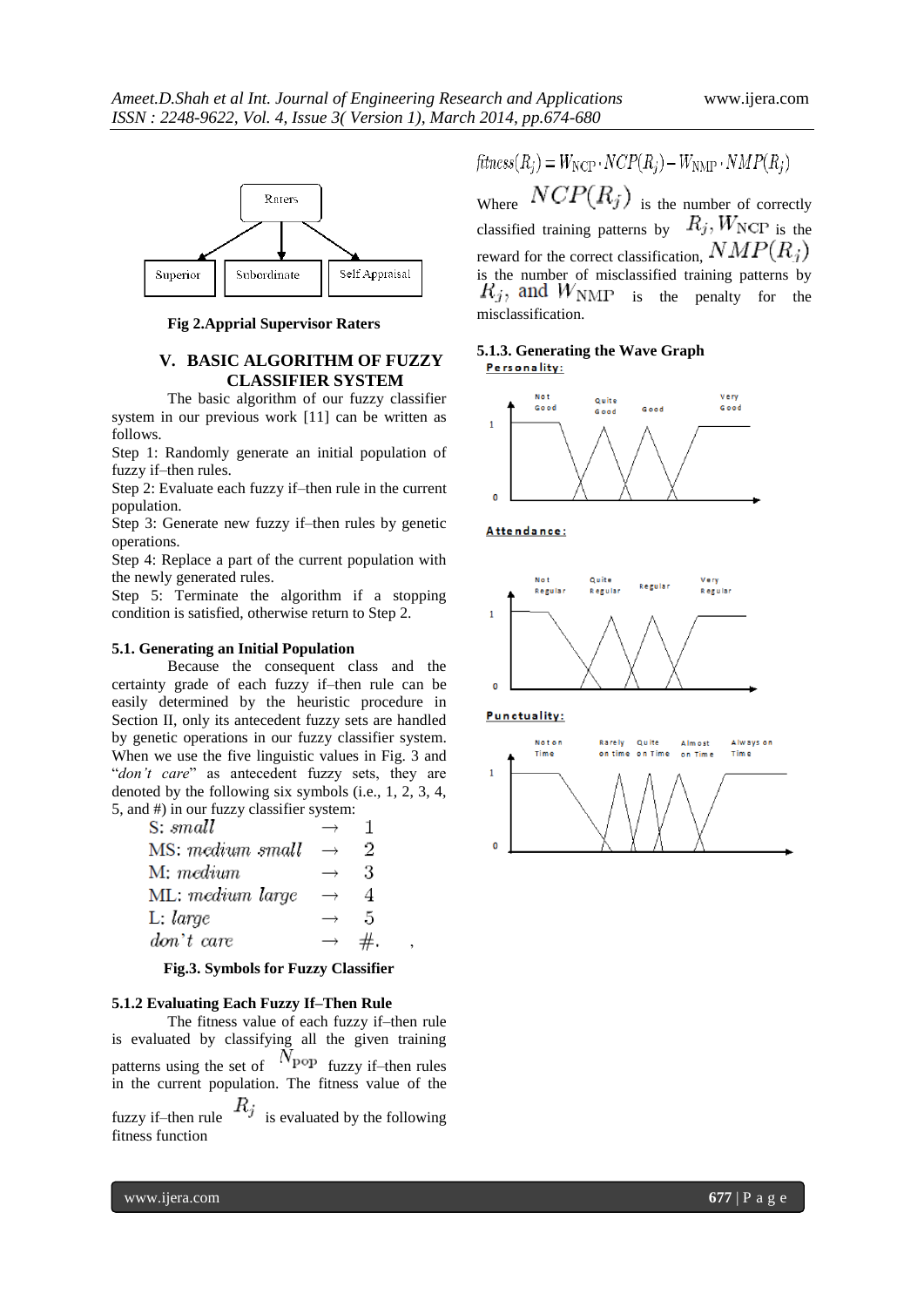Fig 2.Apprial Supervisor Raters

## V. BASIC ALGORITHM OF FUZZY CLASSIFIER SYSTEM

The basic algorithm of our fuzzy classifier system in our previous work [11] can be written as follows.

Step 1: Randomly generate an initial population of fuzzy if–then rules.

Step 2: Evaluate each fuzzy if–then rule in the current population.

Step 3: Generate new fuzzy if–then rules by genetic operations.

Step 4: Replace a part of the current population with the newly generated rules.

Step 5: Terminate the algorithm if a stopping condition is satisfied, otherwise return to Step 2.

### 5.1. Generating an Initial Population

Because the consequent class and the certainty grade of each fuzzy if–then rule can be easily determined by the heuristic procedure in Section II, only its antecedent fuzzy sets are handled by genetic operations in our fuzzy classifier system. When we use the five linguistic values in Fig. 3 and "*don't care*" as antecedent fuzzy sets, they are denoted by the following six symbols (i.e., 1, 2, 3, 4, 5, and #) in our fuzzy classifier system:

S: *small* → 1
MS: *medium small* → 2
M: *medium* → 3
ML: *medium large* → 4
L: *large* → 5
*don't care* → #. ,

**Fig.3. Symbols for Fuzzy Classifier**

### 5.1.2 Evaluating Each Fuzzy If–Then Rule

The fitness value of each fuzzy if–then rule is evaluated by classifying all the given training patterns using the set of $N_{pop}$ fuzzy if–then rules in the current population. The fitness value of the fuzzy if–then rule $R_j$ is evaluated by the following fitness function

$$fitness(R_j) = W_{NCP} \cdot NCP(R_j) - W_{NMP} \cdot NMP(R_j)$$

Where $NCP(R_j)$ is the number of correctly classified training patterns by $R_j, W_{NCP}$ is the reward for the correct classification, $NMP(R_j)$ is the number of misclassified training patterns by $R_j$, and $W_{NMP}$ is the penalty for the misclassification.

### 5.1.3. Generating the Wave Graph

**Personality:**

**Attendance:**

**Punctuality:**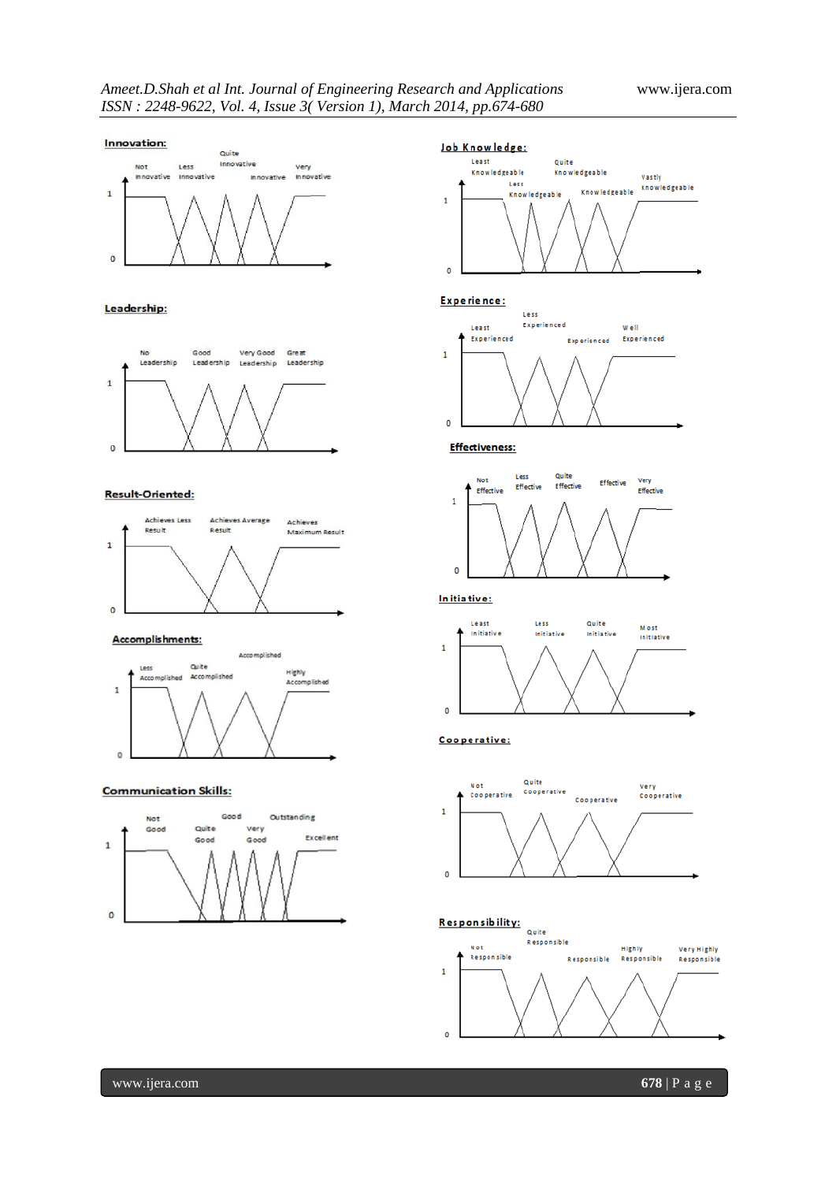**Innovation:**

Not Innovative, Less Innovative, Quite Innovative, Innovative, Very Innovative

**Leadership:**

No Leadership, Good Leadership, Very Good Leadership, Great Leadership

**Result-Oriented:**

Achieves Less Result, Achieves Average Result, Achieves Maximum Result

**Accomplishments:**

Less Accomplished, Quite Accomplished, Accomplished, Highly Accomplished

**Communication Skills:**

Not Good, Quite Good, Good, Very Good, Outstanding, Excellent

**Job Knowledge:**

Least Knowledgeable, Less Knowledgeable, Quite Knowledgeable, Knowledgeable, Vastly Knowledgeable

**Experience:**

Least Experienced, Less Experienced, Experienced, Well Experienced

**Effectiveness:**

Not Effective, Less Effective, Quite Effective, Effective, Very Effective

**Initiative:**

Least Initiative, Less Initiative, Quite Initiative, Most Initiative

**Cooperative:**

Not Cooperative, Quite Cooperative, Cooperative, Very Cooperative

**Responsibility:**

Not Responsible, Quite Responsible, Responsible, Highly Responsible, Very Highly Responsible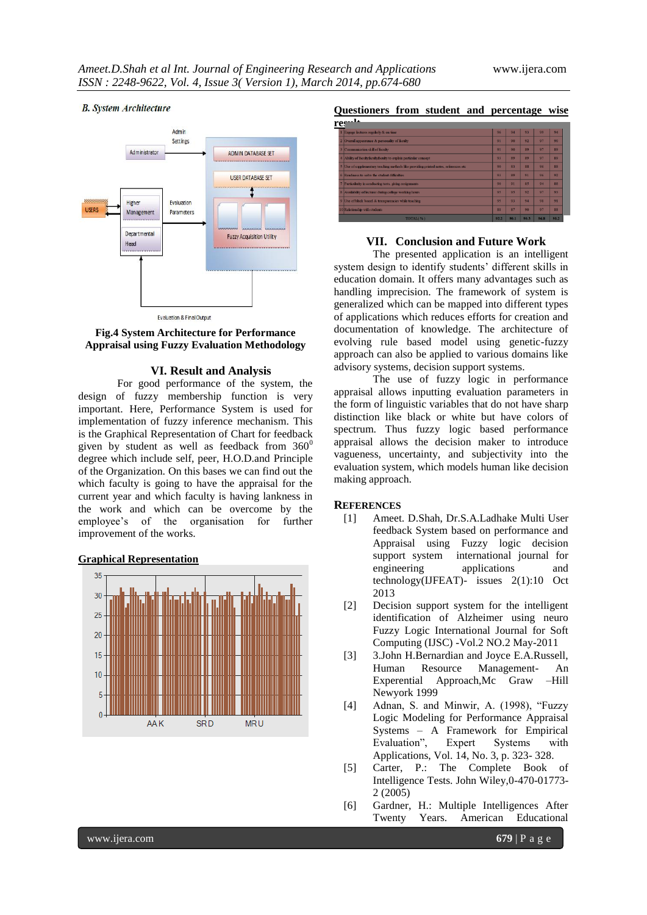### B. System Architecture

Fig.4 System Architecture for Performance Appraisal using Fuzzy Evaluation Methodology

## VI. Result and Analysis

For good performance of the system, the design of fuzzy membership function is very important. Here, Performance System is used for implementation of fuzzy inference mechanism. This is the Graphical Representation of Chart for feedback given by student as well as feedback from $360^0$ degree which include self, peer, H.O.D.and Principle of the Organization. On this bases we can find out the which faculty is going to have the appraisal for the current year and which faculty is having lankness in the work and which can be overcome by the employee's of the organisation for further improvement of the works.

**Graphical Representation**

**Questioners from student and percentage wise result**

## VII. Conclusion and Future Work

The presented application is an intelligent system design to identify students' different skills in education domain. It offers many advantages such as handling imprecision. The framework of system is generalized which can be mapped into different types of applications which reduces efforts for creation and documentation of knowledge. The architecture of evolving rule based model using genetic-fuzzy approach can also be applied to various domains like advisory systems, decision support systems.

The use of fuzzy logic in performance appraisal allows inputting evaluation parameters in the form of linguistic variables that do not have sharp distinction like black or white but have colors of spectrum. Thus fuzzy logic based performance appraisal allows the decision maker to introduce vagueness, uncertainty, and subjectivity into the evaluation system, which models human like decision making approach.

## References

[1] Ameet. D.Shah, Dr.S.A.Ladhake Multi User feedback System based on performance and Appraisal using Fuzzy logic decision support system international journal for engineering applications and technology(IJFEAT)- issues 2(1):10 Oct 2013

[2] Decision support system for the intelligent identification of Alzheimer using neuro Fuzzy Logic International Journal for Soft Computing (IJSC) -Vol.2 NO.2 May-2011

[3] 3.John H.Bernardian and Joyce E.A.Russell, Human Resource Management- An Experential Approach,Mc Graw –Hill Newyork 1999

[4] Adnan, S. and Minwir, A. (1998), "Fuzzy Logic Modeling for Performance Appraisal Systems – A Framework for Empirical Evaluation", Expert Systems with Applications, Vol. 14, No. 3, p. 323- 328.

[5] Carter, P.: The Complete Book of Intelligence Tests. John Wiley,0-470-01773-2 (2005)

[6] Gardner, H.: Multiple Intelligences After Twenty Years. American Educational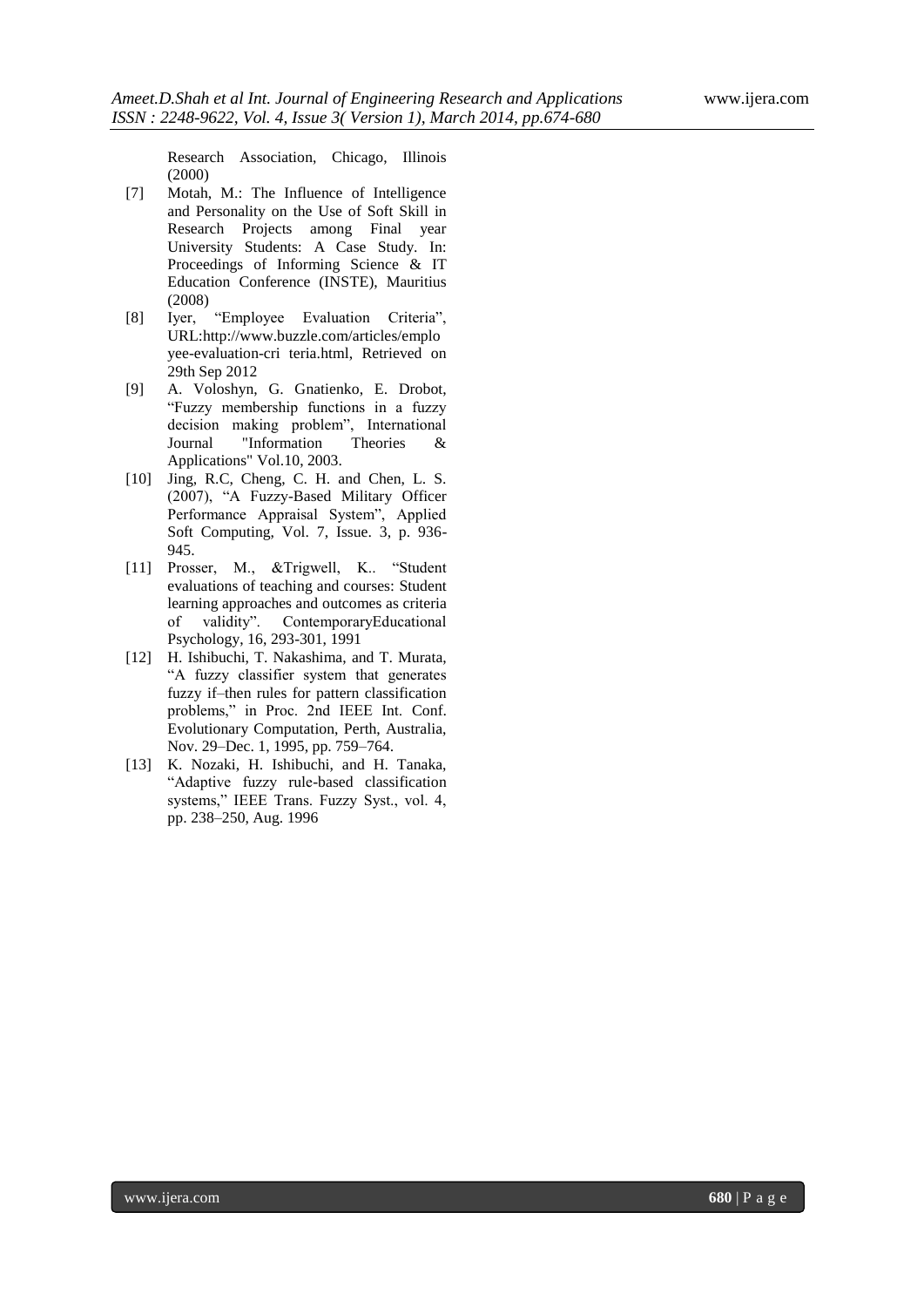Research Association, Chicago, Illinois (2000)

[7] Motah, M.: The Influence of Intelligence and Personality on the Use of Soft Skill in Research Projects among Final year University Students: A Case Study. In: Proceedings of Informing Science & IT Education Conference (INSTE), Mauritius (2008)

[8] Iyer, "Employee Evaluation Criteria", URL:http://www.buzzle.com/articles/employee-evaluation-cri teria.html, Retrieved on 29th Sep 2012

[9] A. Voloshyn, G. Gnatienko, E. Drobot, "Fuzzy membership functions in a fuzzy decision making problem", International Journal "Information Theories & Applications" Vol.10, 2003.

[10] Jing, R.C, Cheng, C. H. and Chen, L. S. (2007), "A Fuzzy-Based Military Officer Performance Appraisal System", Applied Soft Computing, Vol. 7, Issue. 3, p. 936-945.

[11] Prosser, M., &Trigwell, K.. "Student evaluations of teaching and courses: Student learning approaches and outcomes as criteria of validity". ContemporaryEducational Psychology, 16, 293-301, 1991

[12] H. Ishibuchi, T. Nakashima, and T. Murata, "A fuzzy classifier system that generates fuzzy if–then rules for pattern classification problems," in Proc. 2nd IEEE Int. Conf. Evolutionary Computation, Perth, Australia, Nov. 29–Dec. 1, 1995, pp. 759–764.

[13] K. Nozaki, H. Ishibuchi, and H. Tanaka, "Adaptive fuzzy rule-based classification systems," IEEE Trans. Fuzzy Syst., vol. 4, pp. 238–250, Aug. 1996